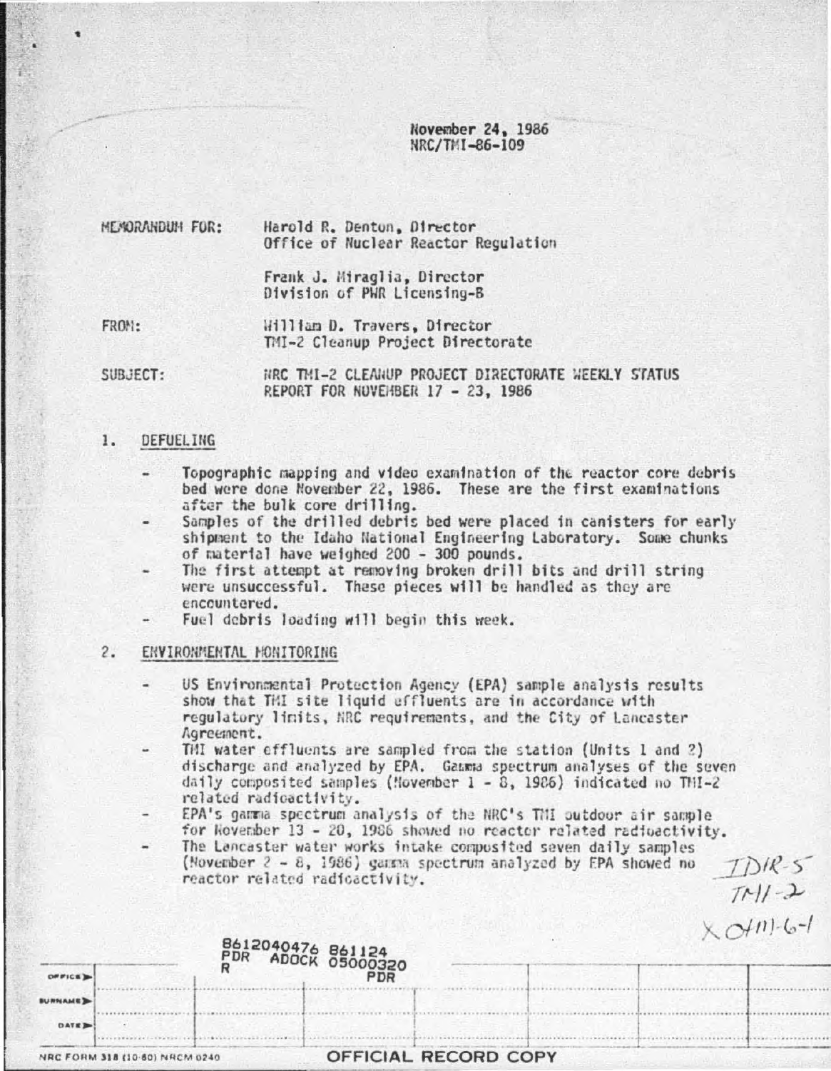November 24, 1986
NRC/TMI-86-109

MEMORANDUM FOR: Harold R. Denton, Director
Office of Nuclear Reactor Regulation

Frank J. Miraglia, Director
Division of PWR Licensing-B

FROM: William D. Travers, Director
TMI-2 Cleanup Project Directorate

SUBJECT: NRC TMI-2 CLEANUP PROJECT DIRECTORATE WEEKLY STATUS REPORT FOR NOVEMBER 17 - 23, 1986

1. DEFUELING

- Topographic mapping and video examination of the reactor core debris bed were done November 22, 1986. These are the first examinations after the bulk core drilling.
- Samples of the drilled debris bed were placed in canisters for early shipment to the Idaho National Engineering Laboratory. Some chunks of material have weighed 200 - 300 pounds.
- The first attempt at removing broken drill bits and drill string were unsuccessful. These pieces will be handled as they are encountered.
- Fuel debris loading will begin this week.

2. ENVIRONMENTAL MONITORING

- US Environmental Protection Agency (EPA) sample analysis results show that TMI site liquid effluents are in accordance with regulatory limits, NRC requirements, and the City of Lancaster Agreement.
- TMI water effluents are sampled from the station (Units 1 and 2) discharge and analyzed by EPA. Gamma spectrum analyses of the seven daily composited samples (November 1 - 8, 1986) indicated no TMI-2 related radioactivity.
- EPA's gamma spectrum analysis of the NRC's TMI outdoor air sample for November 13 - 20, 1986 showed no reactor related radioactivity.
- The Lancaster water works intake composited seven daily samples (November 2 - 8, 1986) gamma spectrum analyzed by EPA showed no reactor related radioactivity.

IDR-5
TMI-2
X OHM-6-1

8612040476 861124
PDR ADOCK 05000320
R PDR

OFFICIAL RECORD COPY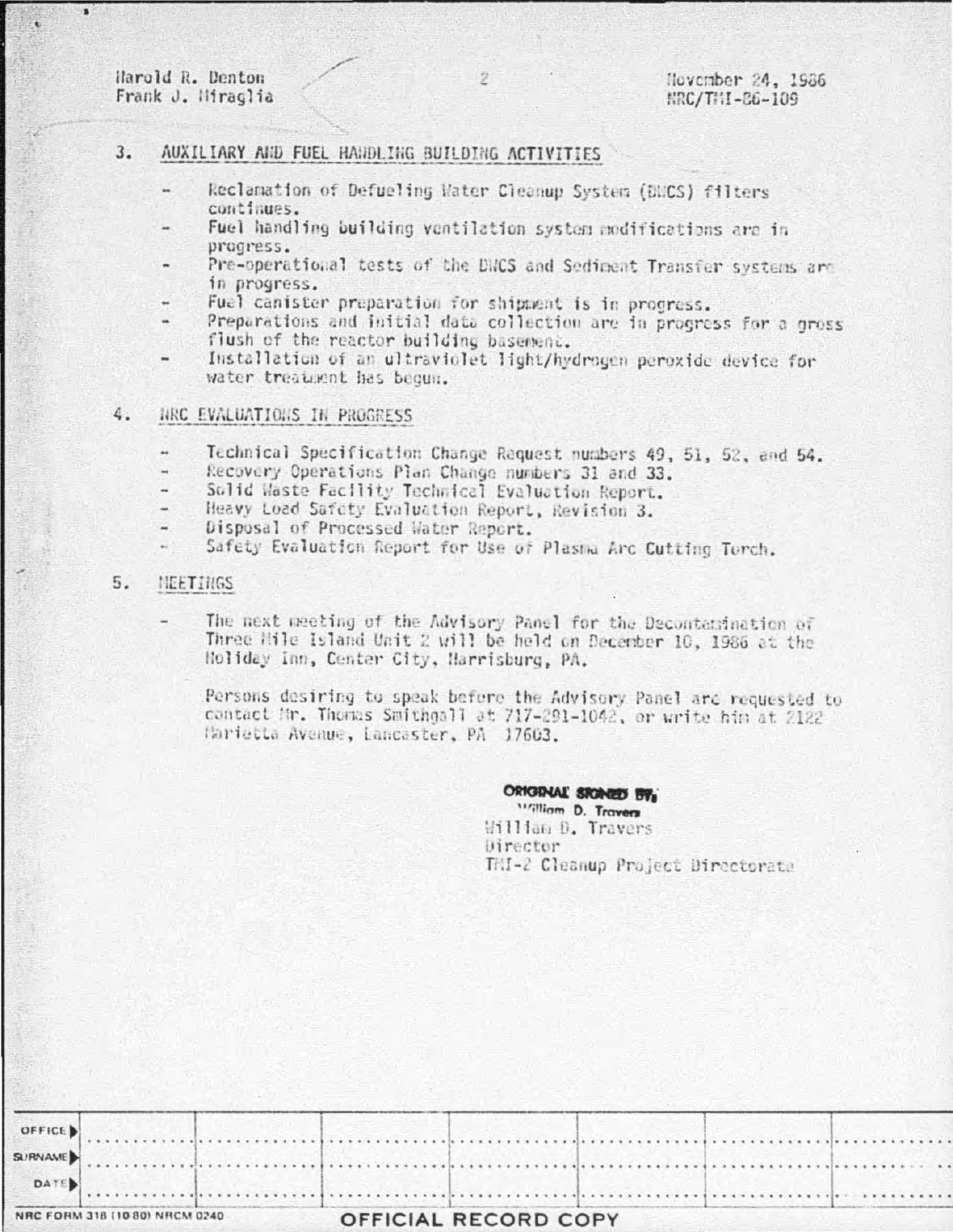Harold R. Denton
Frank J. Miraglia

November 24, 1986
NRC/TMI-86-109

## 3. AUXILIARY AND FUEL HANDLING BUILDING ACTIVITIES

- Reclamation of Defueling Water Cleanup System (DWCS) filters continues.
- Fuel handling building ventilation system modifications are in progress.
- Pre-operational tests of the DWCS and Sediment Transfer systems are in progress.
- Fuel canister preparation for shipment is in progress.
- Preparations and initial data collection are in progress for a gross flush of the reactor building basement.
- Installation of an ultraviolet light/hydrogen peroxide device for water treatment has begun.

## 4. NRC EVALUATIONS IN PROGRESS

- Technical Specification Change Request numbers 49, 51, 52, and 54.
- Recovery Operations Plan Change numbers 31 and 33.
- Solid Waste Facility Technical Evaluation Report.
- Heavy Load Safety Evaluation Report, Revision 3.
- Disposal of Processed Water Report.
- Safety Evaluation Report for Use of Plasma Arc Cutting Torch.

## 5. MEETINGS

- The next meeting of the Advisory Panel for the Decontamination of Three Mile Island Unit 2 will be held on December 10, 1986 at the Holiday Inn, Center City, Harrisburg, PA.

Persons desiring to speak before the Advisory Panel are requested to contact Mr. Thomas Smithgall at 717-291-1042, or write him at 2122 Marietta Avenue, Lancaster, PA 17603.

ORIGINAL SIGNED BY,
William D. Travers
William D. Travers
Director
TMI-2 Cleanup Project Directorate

| OFFICE | | | | | | | |
|---|---|---|---|---|---|---|---|
| SURNAME | | | | | | | |
| DATE | | | | | | | |

NRC FORM 318 (10 80) NRCM 0240

OFFICIAL RECORD COPY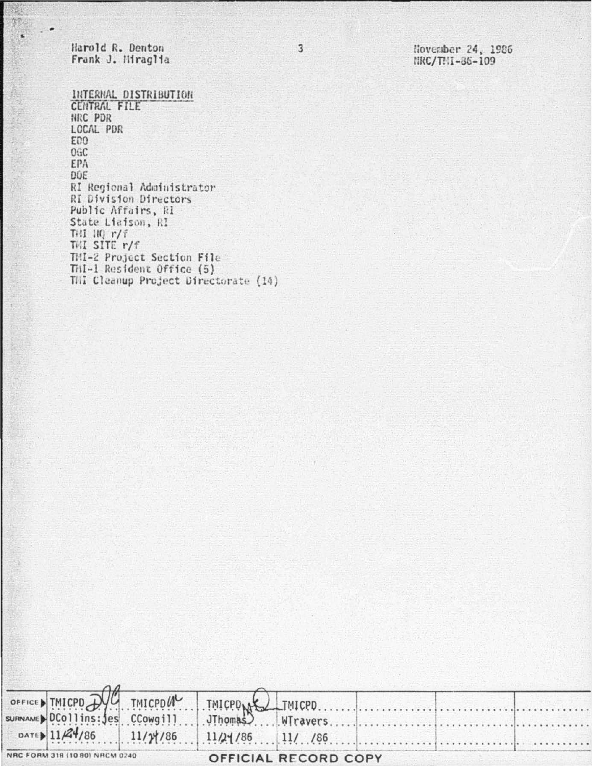Harold R. Denton
Frank J. Miraglia

November 24, 1986
NRC/TMI-86-109

INTERNAL DISTRIBUTION
CENTRAL FILE
NRC PDR
LOCAL PDR
EDO
OGC
EPA
DOE
RI Regional Administrator
RI Division Directors
Public Affairs, RI
State Liaison, RI
TMI HQ r/f
TMI SITE r/f
TMI-2 Project Section File
TMI-1 Resident Office (5)
TMI Cleanup Project Directorate (14)

| | | | | | | | |
|---|---|---|---|---|---|---|---|
| OFFICE ▶ | TMICPD | TMICPD | TMICPD | TMICPD | | | |
| SURNAME ▶ | DCollins:jes | CCowgill | JThomas | WTravers | | | |
| DATE ▶ | 11/24/86 | 11/24/86 | 11/24/86 | 11/ /86 | | | |

NRC FORM 318 (10 80) NRCM 0240

OFFICIAL RECORD COPY